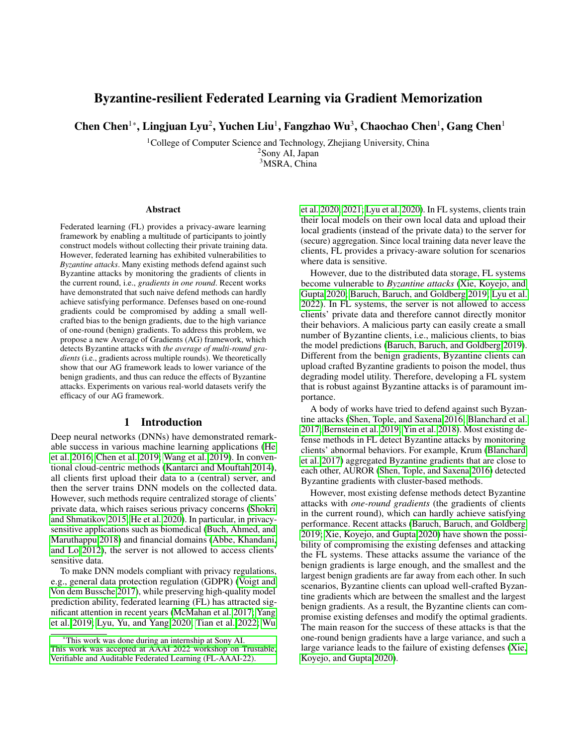# Byzantine-resilient Federated Learning via Gradient Memorization

**Chen Chen[1*], Lingjuan Lyu[2], Yuchen Liu[1], Fangzhao Wu[3], Chaochao Chen[1], Gang Chen[1]**

[1]College of Computer Science and Technology, Zhejiang University, China
[2]Sony AI, Japan
[3]MSRA, China

## Abstract

Federated learning (FL) provides a privacy-aware learning framework by enabling a multitude of participants to jointly construct models without collecting their private training data. However, federated learning has exhibited vulnerabilities to *Byzantine attacks*. Many existing methods defend against such Byzantine attacks by monitoring the gradients of clients in the current round, i.e., *gradients in one round*. Recent works have demonstrated that such naive defend methods can hardly achieve satisfying performance. Defenses based on one-round gradients could be compromised by adding a small well-crafted bias to the benign gradients, due to the high variance of one-round (benign) gradients. To address this problem, we propose a new Average of Gradients (AG) framework, which detects Byzantine attacks with *the average of multi-round gradients* (i.e., gradients across multiple rounds). We theoretically show that our AG framework leads to lower variance of the benign gradients, and thus can reduce the effects of Byzantine attacks. Experiments on various real-world datasets verify the efficacy of our AG framework.

## 1 Introduction

Deep neural networks (DNNs) have demonstrated remarkable success in various machine learning applications (He et al. 2016; Chen et al. 2019; Wang et al. 2019). In conventional cloud-centric methods (Kantarci and Mouftah 2014), all clients first upload their data to a (central) server, and then the server trains DNN models on the collected data. However, such methods require centralized storage of clients' private data, which raises serious privacy concerns (Shokri and Shmatikov 2015; He et al. 2020). In particular, in privacy-sensitive applications such as biomedical (Buch, Ahmed, and Maruthappu 2018) and financial domains (Abbe, Khandani, and Lo 2012), the server is not allowed to access clients' sensitive data.

To make DNN models compliant with privacy regulations, e.g., general data protection regulation (GDPR) (Voigt and Von dem Bussche 2017), while preserving high-quality model prediction ability, federated learning (FL) has attracted significant attention in recent years (McMahan et al. 2017; Yang et al. 2019; Lyu, Yu, and Yang 2020; Tian et al. 2022; Wu et al. 2020, 2021; Lyu et al. 2020). In FL systems, clients train their local models on their own local data and upload their local gradients (instead of the private data) to the server for (secure) aggregation. Since local training data never leave the clients, FL provides a privacy-aware solution for scenarios where data is sensitive.

However, due to the distributed data storage, FL systems become vulnerable to *Byzantine attacks* (Xie, Koyejo, and Gupta 2020; Baruch, Baruch, and Goldberg 2019; Lyu et al. 2022). In FL systems, the server is not allowed to access clients' private data and therefore cannot directly monitor their behaviors. A malicious party can easily create a small number of Byzantine clients, i.e., malicious clients, to bias the model predictions (Baruch, Baruch, and Goldberg 2019). Different from the benign gradients, Byzantine clients can upload crafted Byzantine gradients to poison the model, thus degrading model utility. Therefore, developing a FL system that is robust against Byzantine attacks is of paramount importance.

A body of works have tried to defend against such Byzantine attacks (Shen, Tople, and Saxena 2016; Blanchard et al. 2017; Bernstein et al. 2019; Yin et al. 2018). Most existing defense methods in FL detect Byzantine attacks by monitoring clients' abnormal behaviors. For example, Krum (Blanchard et al. 2017) aggregated Byzantine gradients that are close to each other, AUROR (Shen, Tople, and Saxena 2016) detected Byzantine gradients with cluster-based methods.

However, most existing defense methods detect Byzantine attacks with *one-round gradients* (the gradients of clients in the current round), which can hardly achieve satisfying performance. Recent attacks (Baruch, Baruch, and Goldberg 2019; Xie, Koyejo, and Gupta 2020) have shown the possibility of compromising the existing defenses and attacking the FL systems. These attacks assume the variance of the benign gradients is large enough, and the smallest and the largest benign gradients are far away from each other. In such scenarios, Byzantine clients can upload well-crafted Byzantine gradients which are between the smallest and the largest benign gradients. As a result, the Byzantine clients can compromise existing defenses and modify the optimal gradients. The main reason for the success of these attacks is that the one-round benign gradients have a large variance, and such a large variance leads to the failure of existing defenses (Xie, Koyejo, and Gupta 2020).

---

[*]This work was done during an internship at Sony AI.
This work was accepted at AAAI 2022 workshop on Trustable, Verifiable and Auditable Federated Learning (FL-AAAI-22).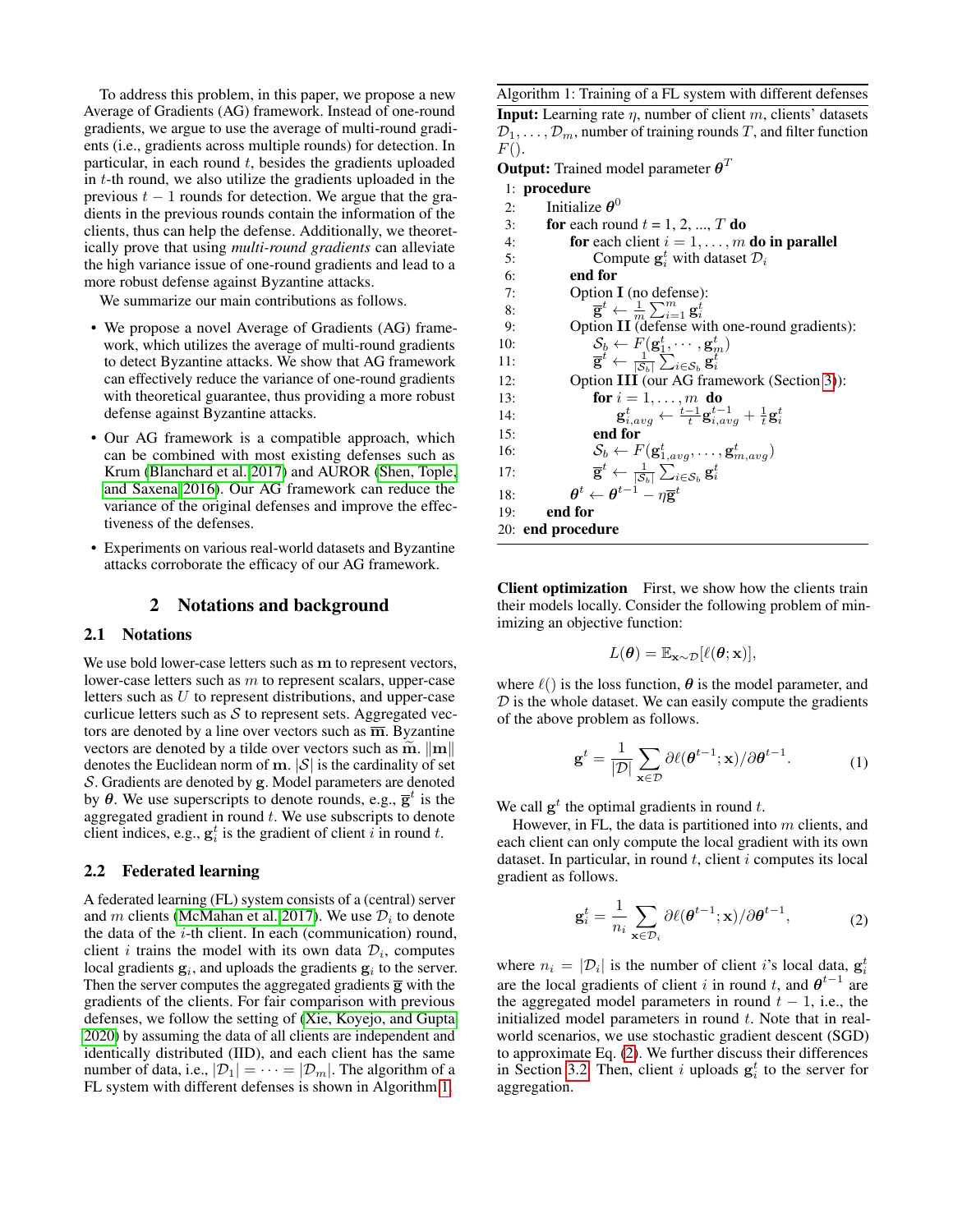To address this problem, in this paper, we propose a new Average of Gradients (AG) framework. Instead of one-round gradients, we argue to use the average of multi-round gradients (i.e., gradients across multiple rounds) for detection. In particular, in each round $t$, besides the gradients uploaded in $t$-th round, we also utilize the gradients uploaded in the previous $t-1$ rounds for detection. We argue that the gradients in the previous rounds contain the information of the clients, thus can help the defense. Additionally, we theoretically prove that using *multi-round gradients* can alleviate the high variance issue of one-round gradients and lead to a more robust defense against Byzantine attacks.

We summarize our main contributions as follows.

- We propose a novel Average of Gradients (AG) framework, which utilizes the average of multi-round gradients to detect Byzantine attacks. We show that AG framework can effectively reduce the variance of one-round gradients with theoretical guarantee, thus providing a more robust defense against Byzantine attacks.
- Our AG framework is a compatible approach, which can be combined with most existing defenses such as Krum (Blanchard et al. 2017) and AUROR (Shen, Tople, and Saxena 2016). Our AG framework can reduce the variance of the original defenses and improve the effectiveness of the defenses.
- Experiments on various real-world datasets and Byzantine attacks corroborate the efficacy of our AG framework.

## 2 Notations and background

### 2.1 Notations

We use bold lower-case letters such as $\mathbf{m}$ to represent vectors, lower-case letters such as $m$ to represent scalars, upper-case letters such as $U$ to represent distributions, and upper-case curlicue letters such as $\mathcal{S}$ to represent sets. Aggregated vectors are denoted by a line over vectors such as $\overline{\mathbf{m}}$. Byzantine vectors are denoted by a tilde over vectors such as $\widetilde{\mathbf{m}}$. $\|\mathbf{m}\|$ denotes the Euclidean norm of $\mathbf{m}$. $|\mathcal{S}|$ is the cardinality of set $\mathcal{S}$. Gradients are denoted by $\mathbf{g}$. Model parameters are denoted by $\boldsymbol{\theta}$. We use superscripts to denote rounds, e.g., $\overline{\mathbf{g}}^t$ is the aggregated gradient in round $t$. We use subscripts to denote client indices, e.g., $\mathbf{g}_i^t$ is the gradient of client $i$ in round $t$.

### 2.2 Federated learning

A federated learning (FL) system consists of a (central) server and $m$ clients (McMahan et al. 2017). We use $\mathcal{D}_i$ to denote the data of the $i$-th client. In each (communication) round, client $i$ trains the model with its own data $\mathcal{D}_i$, computes local gradients $\mathbf{g}_i$, and uploads the gradients $\mathbf{g}_i$ to the server. Then the server computes the aggregated gradients $\overline{\mathbf{g}}$ with the gradients of the clients. For fair comparison with previous defenses, we follow the setting of (Xie, Koyejo, and Gupta 2020) by assuming the data of all clients are independent and identically distributed (IID), and each client has the same number of data, i.e., $|\mathcal{D}_1| = \cdots = |\mathcal{D}_m|$. The algorithm of a FL system with different defenses is shown in Algorithm 1.

---

**Algorithm 1:** Training of a FL system with different defenses

**Input:** Learning rate $\eta$, number of client $m$, clients' datasets $\mathcal{D}_1, \ldots, \mathcal{D}_m$, number of training rounds $T$, and filter function $F()$.

**Output:** Trained model parameter $\boldsymbol{\theta}^T$

```
1:  procedure
2:      Initialize θ^0
3:      for each round t = 1, 2, ..., T do
4:          for each client i = 1, ..., m do in parallel
5:              Compute g_i^t with dataset D_i
6:          end for
7:          Option I (no defense):
8:              ḡ^t ← (1/m) Σ_{i=1}^m g_i^t
9:          Option II (defense with one-round gradients):
10:             S_b ← F(g_1^t, ..., g_m^t)
11:             ḡ^t ← (1/|S_b|) Σ_{i∈S_b} g_i^t
12:         Option III (our AG framework (Section 3)):
13:             for i = 1, ..., m do
14:                 g_{i,avg}^t ← ((t-1)/t) g_{i,avg}^{t-1} + (1/t) g_i^t
15:             end for
16:             S_b ← F(g_{1,avg}^t, ..., g_{m,avg}^t)
17:             ḡ^t ← (1/|S_b|) Σ_{i∈S_b} g_i^t
18:         θ^t ← θ^{t-1} − η ḡ^t
19:     end for
20: end procedure
```

---

**Client optimization** First, we show how the clients train their models locally. Consider the following problem of minimizing an objective function:

$$L(\boldsymbol{\theta}) = \mathbb{E}_{\mathbf{x}\sim\mathcal{D}}[\ell(\boldsymbol{\theta}; \mathbf{x})],$$

where $\ell()$ is the loss function, $\boldsymbol{\theta}$ is the model parameter, and $\mathcal{D}$ is the whole dataset. We can easily compute the gradients of the above problem as follows.

$$\mathbf{g}^t = \frac{1}{|\mathcal{D}|} \sum_{\mathbf{x}\in\mathcal{D}} \partial\ell(\boldsymbol{\theta}^{t-1}; \mathbf{x})/\partial\boldsymbol{\theta}^{t-1}. \tag{1}$$

We call $\mathbf{g}^t$ the optimal gradients in round $t$.

However, in FL, the data is partitioned into $m$ clients, and each client can only compute the local gradient with its own dataset. In particular, in round $t$, client $i$ computes its local gradient as follows.

$$\mathbf{g}_i^t = \frac{1}{n_i} \sum_{\mathbf{x}\in\mathcal{D}_i} \partial\ell(\boldsymbol{\theta}^{t-1}; \mathbf{x})/\partial\boldsymbol{\theta}^{t-1}, \tag{2}$$

where $n_i = |\mathcal{D}_i|$ is the number of client $i$'s local data, $\mathbf{g}_i^t$ are the local gradients of client $i$ in round $t$, and $\boldsymbol{\theta}^{t-1}$ are the aggregated model parameters in round $t-1$, i.e., the initialized model parameters in round $t$. Note that in real-world scenarios, we use stochastic gradient descent (SGD) to approximate Eq. (2). We further discuss their differences in Section 3.2. Then, client $i$ uploads $\mathbf{g}_i^t$ to the server for aggregation.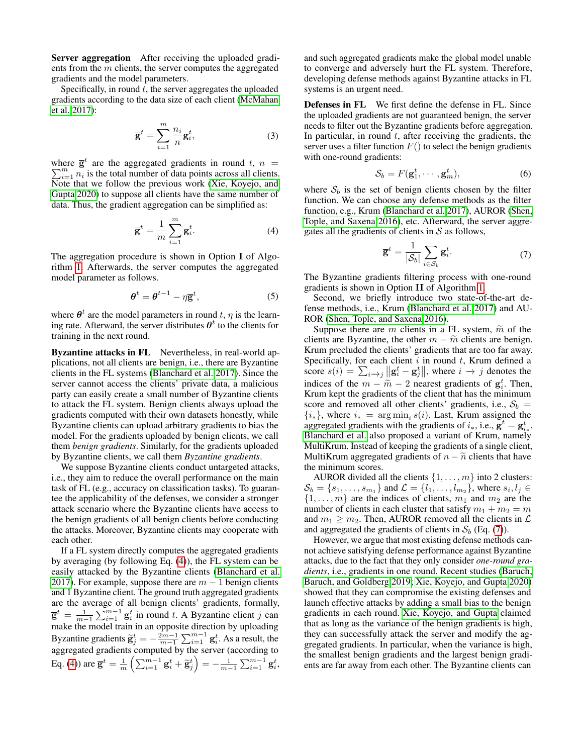**Server aggregation** After receiving the uploaded gradients from the $m$ clients, the server computes the aggregated gradients and the model parameters.

Specifically, in round $t$, the server aggregates the uploaded gradients according to the data size of each client (McMahan et al. 2017):

$$\overline{\mathbf{g}}^t = \sum_{i=1}^{m} \frac{n_i}{n} \mathbf{g}_i^t, \tag{3}$$

where $\overline{\mathbf{g}}^t$ are the aggregated gradients in round $t$, $n = \sum_{i=1}^{m} n_i$ is the total number of data points across all clients. Note that we follow the previous work (Xie, Koyejo, and Gupta 2020) to suppose all clients have the same number of data. Thus, the gradient aggregation can be simplified as:

$$\overline{\mathbf{g}}^t = \frac{1}{m} \sum_{i=1}^{m} \mathbf{g}_i^t. \tag{4}$$

The aggregation procedure is shown in Option **I** of Algorithm 1. Afterwards, the server computes the aggregated model parameter as follows.

$$\boldsymbol{\theta}^t = \boldsymbol{\theta}^{t-1} - \eta \overline{\mathbf{g}}^t, \tag{5}$$

where $\boldsymbol{\theta}^t$ are the model parameters in round $t$, $\eta$ is the learning rate. Afterward, the server distributes $\boldsymbol{\theta}^t$ to the clients for training in the next round.

**Byzantine attacks in FL** Nevertheless, in real-world applications, not all clients are benign, i.e., there are Byzantine clients in the FL systems (Blanchard et al. 2017). Since the server cannot access the clients' private data, a malicious party can easily create a small number of Byzantine clients to attack the FL system. Benign clients always upload the gradients computed with their own datasets honestly, while Byzantine clients can upload arbitrary gradients to bias the model. For the gradients uploaded by benign clients, we call them *benign gradients*. Similarly, for the gradients uploaded by Byzantine clients, we call them *Byzantine gradients*.

We suppose Byzantine clients conduct untargeted attacks, i.e., they aim to reduce the overall performance on the main task of FL (e.g., accuracy on classification tasks). To guarantee the applicability of the defenses, we consider a stronger attack scenario where the Byzantine clients have access to the benign gradients of all benign clients before conducting the attacks. Moreover, Byzantine clients may cooperate with each other.

If a FL system directly computes the aggregated gradients by averaging (by following Eq. (4)), the FL system can be easily attacked by the Byzantine clients (Blanchard et al. 2017). For example, suppose there are $m-1$ benign clients and 1 Byzantine client. The ground truth aggregated gradients are the average of all benign clients' gradients, formally, $\overline{\mathbf{g}}^t = \frac{1}{m-1} \sum_{i=1}^{m-1} \mathbf{g}_i^t$ in round $t$. A Byzantine client $j$ can make the model train in an opposite direction by uploading Byzantine gradients $\widetilde{\mathbf{g}}_j^t = -\frac{2m-1}{m-1} \sum_{i=1}^{m-1} \mathbf{g}_i^t$. As a result, the aggregated gradients computed by the server (according to Eq. (4)) are $\overline{\mathbf{g}}^t = \frac{1}{m} \left( \sum_{i=1}^{m-1} \mathbf{g}_i^t + \widetilde{\mathbf{g}}_j^t \right) = -\frac{1}{m-1} \sum_{i=1}^{m-1} \mathbf{g}_i^t$, and such aggregated gradients make the global model unable to converge and adversely hurt the FL system. Therefore, developing defense methods against Byzantine attacks in FL systems is an urgent need.

**Defenses in FL** We first define the defense in FL. Since the uploaded gradients are not guaranteed benign, the server needs to filter out the Byzantine gradients before aggregation. In particular, in round $t$, after receiving the gradients, the server uses a filter function $F()$ to select the benign gradients with one-round gradients:

$$\mathcal{S}_b = F(\mathbf{g}_1^t, \cdots, \mathbf{g}_m^t), \tag{6}$$

where $\mathcal{S}_b$ is the set of benign clients chosen by the filter function. We can choose any defense methods as the filter function, e.g., Krum (Blanchard et al. 2017), AUROR (Shen, Tople, and Saxena 2016), etc. Afterward, the server aggregates all the gradients of clients in $\mathcal{S}$ as follows,

$$\overline{\mathbf{g}}^t = \frac{1}{|\mathcal{S}_b|} \sum_{i \in \mathcal{S}_b} \mathbf{g}_i^t. \tag{7}$$

The Byzantine gradients filtering process with one-round gradients is shown in Option **II** of Algorithm 1.

Second, we briefly introduce two state-of-the-art defense methods, i.e., Krum (Blanchard et al. 2017) and AUROR (Shen, Tople, and Saxena 2016).

Suppose there are $m$ clients in a FL system, $\widetilde{m}$ of the clients are Byzantine, the other $m - \widetilde{m}$ clients are benign. Krum precluded the clients' gradients that are too far away. Specifically, for each client $i$ in round $t$, Krum defined a score $s(i) = \sum_{i \to j} \left\| \mathbf{g}_i^t - \mathbf{g}_j^t \right\|$, where $i \to j$ denotes the indices of the $m - \widetilde{m} - 2$ nearest gradients of $\mathbf{g}_i^t$. Then, Krum kept the gradients of the client that has the minimum score and removed all other clients' gradients, i.e., $\mathcal{S}_b = \{i_*\}$, where $i_* = \arg\min_i s(i)$. Last, Krum assigned the aggregated gradients with the gradients of $i_*$, i.e., $\overline{\mathbf{g}}^t = \mathbf{g}_{i_*}^t$. Blanchard et al. also proposed a variant of Krum, namely MultiKrum. Instead of keeping the gradients of a single client, MultiKrum aggregated gradients of $n - \widetilde{n}$ clients that have the minimum scores.

AUROR divided all the clients $\{1, \ldots, m\}$ into 2 clusters: $\mathcal{S}_b = \{s_1, \ldots, s_{m_1}\}$ and $\mathcal{L} = \{l_1, \ldots, l_{m_2}\}$, where $s_i, l_j \in \{1, \ldots, m\}$ are the indices of clients, $m_1$ and $m_2$ are the number of clients in each cluster that satisfy $m_1 + m_2 = m$ and $m_1 \geq m_2$. Then, AUROR removed all the clients in $\mathcal{L}$ and aggregated the gradients of clients in $\mathcal{S}_b$ (Eq. (7)).

However, we argue that most existing defense methods cannot achieve satisfying defense performance against Byzantine attacks, due to the fact that they only consider *one-round gradients*, i.e., gradients in one round. Recent studies (Baruch, Baruch, and Goldberg 2019; Xie, Koyejo, and Gupta 2020) showed that they can compromise the existing defenses and launch effective attacks by adding a small bias to the benign gradients in each round. Xie, Koyejo, and Gupta claimed that as long as the variance of the benign gradients is high, they can successfully attack the server and modify the aggregated gradients. In particular, when the variance is high, the smallest benign gradients and the largest benign gradients are far away from each other. The Byzantine clients can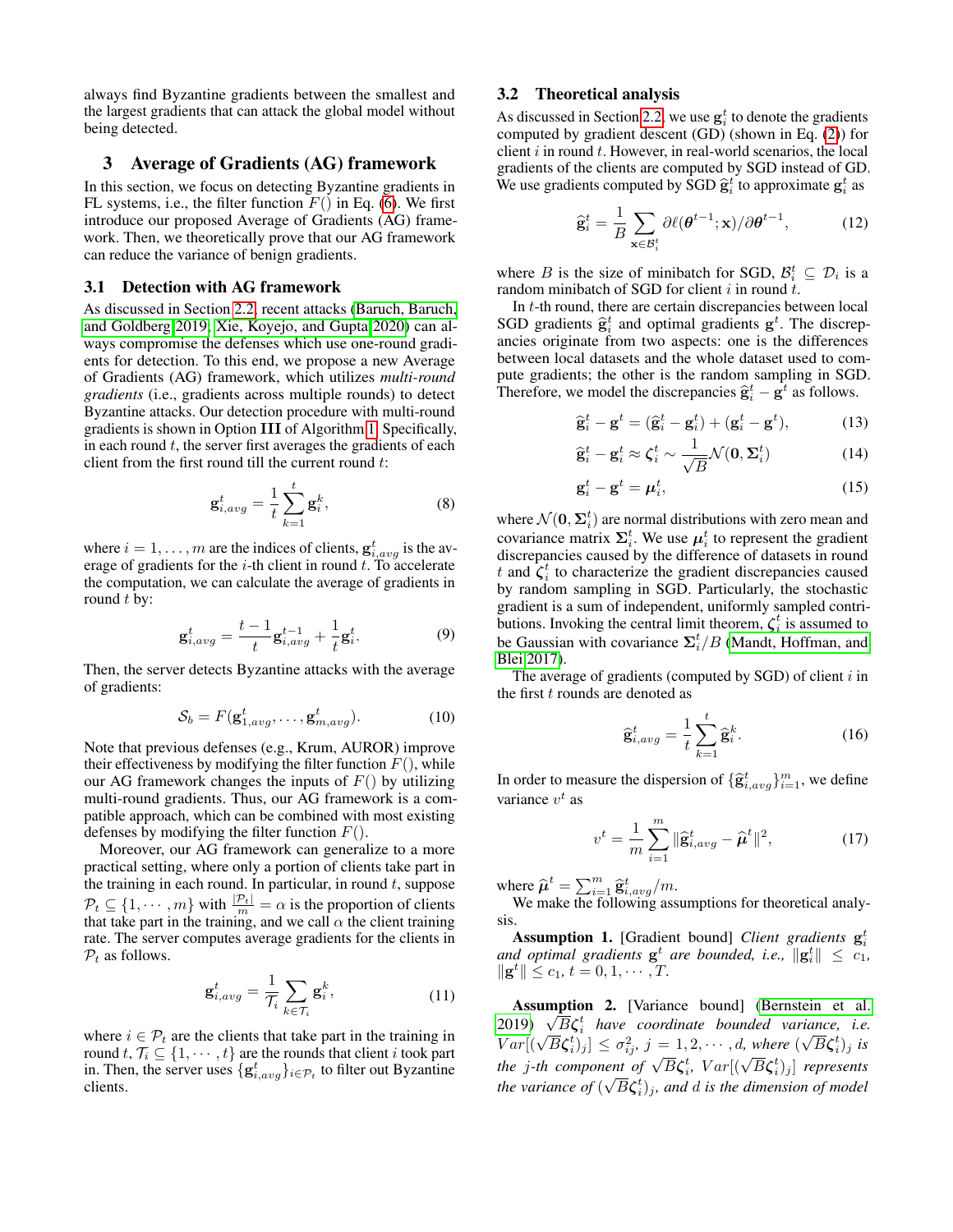always find Byzantine gradients between the smallest and the largest gradients that can attack the global model without being detected.

## 3 Average of Gradients (AG) framework

In this section, we focus on detecting Byzantine gradients in FL systems, i.e., the filter function $F()$ in Eq. (6). We first introduce our proposed Average of Gradients (AG) framework. Then, we theoretically prove that our AG framework can reduce the variance of benign gradients.

### 3.1 Detection with AG framework

As discussed in Section 2.2, recent attacks (Baruch, Baruch, and Goldberg 2019; Xie, Koyejo, and Gupta 2020) can always compromise the defenses which use one-round gradients for detection. To this end, we propose a new Average of Gradients (AG) framework, which utilizes *multi-round gradients* (i.e., gradients across multiple rounds) to detect Byzantine attacks. Our detection procedure with multi-round gradients is shown in Option **III** of Algorithm 1. Specifically, in each round $t$, the server first averages the gradients of each client from the first round till the current round $t$:

$$\mathbf{g}_{i,avg}^t = \frac{1}{t}\sum_{k=1}^{t}\mathbf{g}_i^k, \tag{8}$$

where $i = 1, \ldots, m$ are the indices of clients, $\mathbf{g}_{i,avg}^t$ is the average of gradients for the $i$-th client in round $t$. To accelerate the computation, we can calculate the average of gradients in round $t$ by:

$$\mathbf{g}_{i,avg}^t = \frac{t-1}{t}\mathbf{g}_{i,avg}^{t-1} + \frac{1}{t}\mathbf{g}_i^t. \tag{9}$$

Then, the server detects Byzantine attacks with the average of gradients:

$$\mathcal{S}_b = F(\mathbf{g}_{1,avg}^t, \ldots, \mathbf{g}_{m,avg}^t). \tag{10}$$

Note that previous defenses (e.g., Krum, AUROR) improve their effectiveness by modifying the filter function $F()$, while our AG framework changes the inputs of $F()$ by utilizing multi-round gradients. Thus, our AG framework is a compatible approach, which can be combined with most existing defenses by modifying the filter function $F()$.

Moreover, our AG framework can generalize to a more practical setting, where only a portion of clients take part in the training in each round. In particular, in round $t$, suppose $\mathcal{P}_t \subseteq \{1, \cdots, m\}$ with $\frac{|\mathcal{P}_t|}{m} = \alpha$ is the proportion of clients that take part in the training, and we call $\alpha$ the client training rate. The server computes average gradients for the clients in $\mathcal{P}_t$ as follows.

$$\mathbf{g}_{i,avg}^t = \frac{1}{\mathcal{T}_i}\sum_{k\in\mathcal{T}_i}\mathbf{g}_i^k, \tag{11}$$

where $i \in \mathcal{P}_t$ are the clients that take part in the training in round $t$, $\mathcal{T}_i \subseteq \{1, \cdots, t\}$ are the rounds that client $i$ took part in. Then, the server uses $\{\mathbf{g}_{i,avg}^t\}_{i\in\mathcal{P}_t}$ to filter out Byzantine clients.

### 3.2 Theoretical analysis

As discussed in Section 2.2, we use $\mathbf{g}_i^t$ to denote the gradients computed by gradient descent (GD) (shown in Eq. (2)) for client $i$ in round $t$. However, in real-world scenarios, the local gradients of the clients are computed by SGD instead of GD. We use gradients computed by SGD $\widehat{\mathbf{g}}_i^t$ to approximate $\mathbf{g}_i^t$ as

$$\widehat{\mathbf{g}}_i^t = \frac{1}{B}\sum_{\mathbf{x}\in\mathcal{B}_i^t}\partial\ell(\boldsymbol{\theta}^{t-1};\mathbf{x})/\partial\boldsymbol{\theta}^{t-1}, \tag{12}$$

where $B$ is the size of minibatch for SGD, $\mathcal{B}_i^t \subseteq \mathcal{D}_i$ is a random minibatch of SGD for client $i$ in round $t$.

In $t$-th round, there are certain discrepancies between local SGD gradients $\widehat{\mathbf{g}}_i^t$ and optimal gradients $\mathbf{g}^t$. The discrepancies originate from two aspects: one is the differences between local datasets and the whole dataset used to compute gradients; the other is the random sampling in SGD. Therefore, we model the discrepancies $\widehat{\mathbf{g}}_i^t - \mathbf{g}^t$ as follows.

$$\widehat{\mathbf{g}}_i^t - \mathbf{g}^t = (\widehat{\mathbf{g}}_i^t - \mathbf{g}_i^t) + (\mathbf{g}_i^t - \mathbf{g}^t), \tag{13}$$

$$\widehat{\mathbf{g}}_i^t - \mathbf{g}_i^t \approx \boldsymbol{\zeta}_i^t \sim \frac{1}{\sqrt{B}}\mathcal{N}(\mathbf{0}, \boldsymbol{\Sigma}_i^t) \tag{14}$$

$$\mathbf{g}_i^t - \mathbf{g}^t = \boldsymbol{\mu}_i^t, \tag{15}$$

where $\mathcal{N}(\mathbf{0}, \boldsymbol{\Sigma}_i^t)$ are normal distributions with zero mean and covariance matrix $\boldsymbol{\Sigma}_i^t$. We use $\boldsymbol{\mu}_i^t$ to represent the gradient discrepancies caused by the difference of datasets in round $t$ and $\boldsymbol{\zeta}_i^t$ to characterize the gradient discrepancies caused by random sampling in SGD. Particularly, the stochastic gradient is a sum of independent, uniformly sampled contributions. Invoking the central limit theorem, $\boldsymbol{\zeta}_i^t$ is assumed to be Gaussian with covariance $\boldsymbol{\Sigma}_i^t/B$ (Mandt, Hoffman, and Blei 2017).

The average of gradients (computed by SGD) of client $i$ in the first $t$ rounds are denoted as

$$\widehat{\mathbf{g}}_{i,avg}^t = \frac{1}{t}\sum_{k=1}^{t}\widehat{\mathbf{g}}_i^k. \tag{16}$$

In order to measure the dispersion of $\{\widehat{\mathbf{g}}_{i,avg}^t\}_{i=1}^m$, we define variance $v^t$ as

$$v^t = \frac{1}{m}\sum_{i=1}^{m}\|\widehat{\mathbf{g}}_{i,avg}^t - \widehat{\boldsymbol{\mu}}^t\|^2, \tag{17}$$

where $\widehat{\boldsymbol{\mu}}^t = \sum_{i=1}^m \widehat{\mathbf{g}}_{i,avg}^t/m$.

We make the following assumptions for theoretical analysis.

**Assumption 1.** [Gradient bound] *Client gradients $\mathbf{g}_i^t$ and optimal gradients $\mathbf{g}^t$ are bounded, i.e., $\|\mathbf{g}_i^t\| \le c_1$, $\|\mathbf{g}^t\| \le c_1$, $t = 0, 1, \cdots, T$.*

**Assumption 2.** [Variance bound] (Bernstein et al. 2019) *$\sqrt{B}\boldsymbol{\zeta}_i^t$ have coordinate bounded variance, i.e. $Var[(\sqrt{B}\boldsymbol{\zeta}_i^t)_j] \le \sigma_{ij}^2$, $j = 1, 2, \cdots, d$, where $(\sqrt{B}\boldsymbol{\zeta}_i^t)_j$ is the $j$-th component of $\sqrt{B}\boldsymbol{\zeta}_i^t$, $Var[(\sqrt{B}\boldsymbol{\zeta}_i^t)_j]$ represents the variance of $(\sqrt{B}\boldsymbol{\zeta}_i^t)_j$, and $d$ is the dimension of model*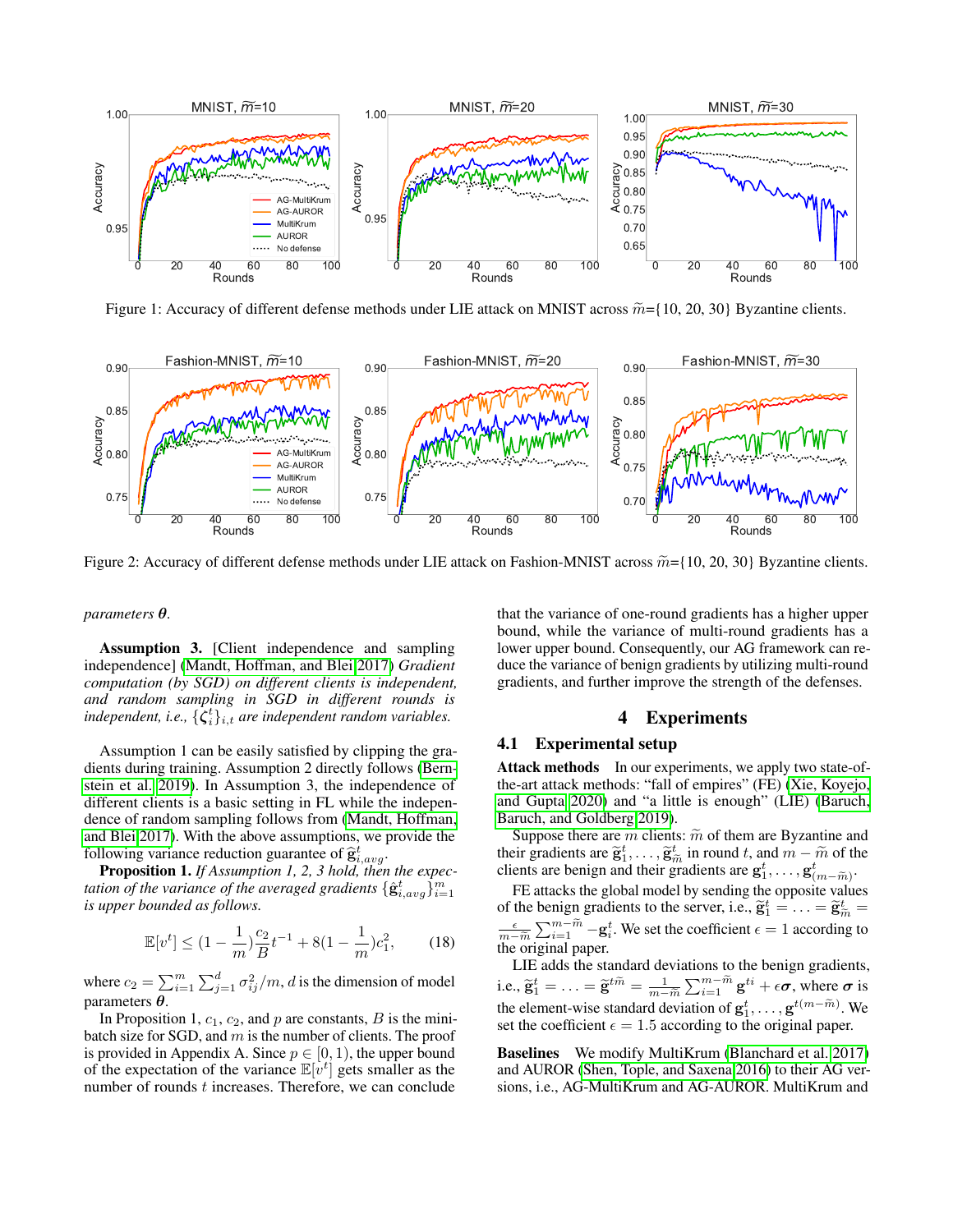Figure 1: Accuracy of different defense methods under LIE attack on MNIST across $\widetilde{m}$={10, 20, 30} Byzantine clients.

Figure 2: Accuracy of different defense methods under LIE attack on Fashion-MNIST across $\widetilde{m}$={10, 20, 30} Byzantine clients.

*parameters* $\boldsymbol{\theta}$.

**Assumption 3.** [Client independence and sampling independence] (Mandt, Hoffman, and Blei 2017) *Gradient computation (by SGD) on different clients is independent, and random sampling in SGD in different rounds is independent, i.e.,* $\{\boldsymbol{\zeta}_i^t\}_{i,t}$ *are independent random variables.*

Assumption 1 can be easily satisfied by clipping the gradients during training. Assumption 2 directly follows (Bernstein et al. 2019). In Assumption 3, the independence of different clients is a basic setting in FL while the independence of random sampling follows from (Mandt, Hoffman, and Blei 2017). With the above assumptions, we provide the following variance reduction guarantee of $\hat{\mathbf{g}}_{i,avg}^t$.

**Proposition 1.** *If Assumption 1, 2, 3 hold, then the expectation of the variance of the averaged gradients* $\{\hat{\mathbf{g}}_{i,avg}^t\}_{i=1}^m$ *is upper bounded as follows.*

$$\mathbb{E}[v^t] \leq (1 - \frac{1}{m})\frac{c_2}{B}t^{-1} + 8(1 - \frac{1}{m})c_1^2, \tag{18}$$

where $c_2 = \sum_{i=1}^m \sum_{j=1}^d \sigma_{ij}^2/m$, $d$ is the dimension of model parameters $\boldsymbol{\theta}$.

In Proposition 1, $c_1$, $c_2$, and $p$ are constants, $B$ is the mini-batch size for SGD, and $m$ is the number of clients. The proof is provided in Appendix A. Since $p \in [0, 1)$, the upper bound of the expectation of the variance $\mathbb{E}[v^t]$ gets smaller as the number of rounds $t$ increases. Therefore, we can conclude that the variance of one-round gradients has a higher upper bound, while the variance of multi-round gradients has a lower upper bound. Consequently, our AG framework can reduce the variance of benign gradients by utilizing multi-round gradients, and further improve the strength of the defenses.

# 4 Experiments

## 4.1 Experimental setup

**Attack methods** In our experiments, we apply two state-of-the-art attack methods: "fall of empires" (FE) (Xie, Koyejo, and Gupta 2020) and "a little is enough" (LIE) (Baruch, Baruch, and Goldberg 2019).

Suppose there are $m$ clients: $\widetilde{m}$ of them are Byzantine and their gradients are $\widetilde{\mathbf{g}}_1^t, \ldots, \widetilde{\mathbf{g}}_{\widetilde{m}}^t$ in round $t$, and $m - \widetilde{m}$ of the clients are benign and their gradients are $\mathbf{g}_1^t, \ldots, \mathbf{g}_{(m-\widetilde{m})}^t$.

FE attacks the global model by sending the opposite values of the benign gradients to the server, i.e., $\widetilde{\mathbf{g}}_1^t = \ldots = \widetilde{\mathbf{g}}_{\widetilde{m}}^t = \frac{\epsilon}{m-\widetilde{m}} \sum_{i=1}^{m-\widetilde{m}} -\mathbf{g}_i^t$. We set the coefficient $\epsilon = 1$ according to the original paper.

LIE adds the standard deviations to the benign gradients, i.e., $\widetilde{\mathbf{g}}_1^t = \ldots = \widetilde{\mathbf{g}}^{t\widetilde{m}} = \frac{1}{m-\widetilde{m}} \sum_{i=1}^{m-\widetilde{m}} \mathbf{g}^{ti} + \epsilon\boldsymbol{\sigma}$, where $\boldsymbol{\sigma}$ is the element-wise standard deviation of $\mathbf{g}_1^t, \ldots, \mathbf{g}^{t(m-\widetilde{m})}$. We set the coefficient $\epsilon = 1.5$ according to the original paper.

**Baselines** We modify MultiKrum (Blanchard et al. 2017) and AUROR (Shen, Tople, and Saxena 2016) to their AG versions, i.e., AG-MultiKrum and AG-AUROR. MultiKrum and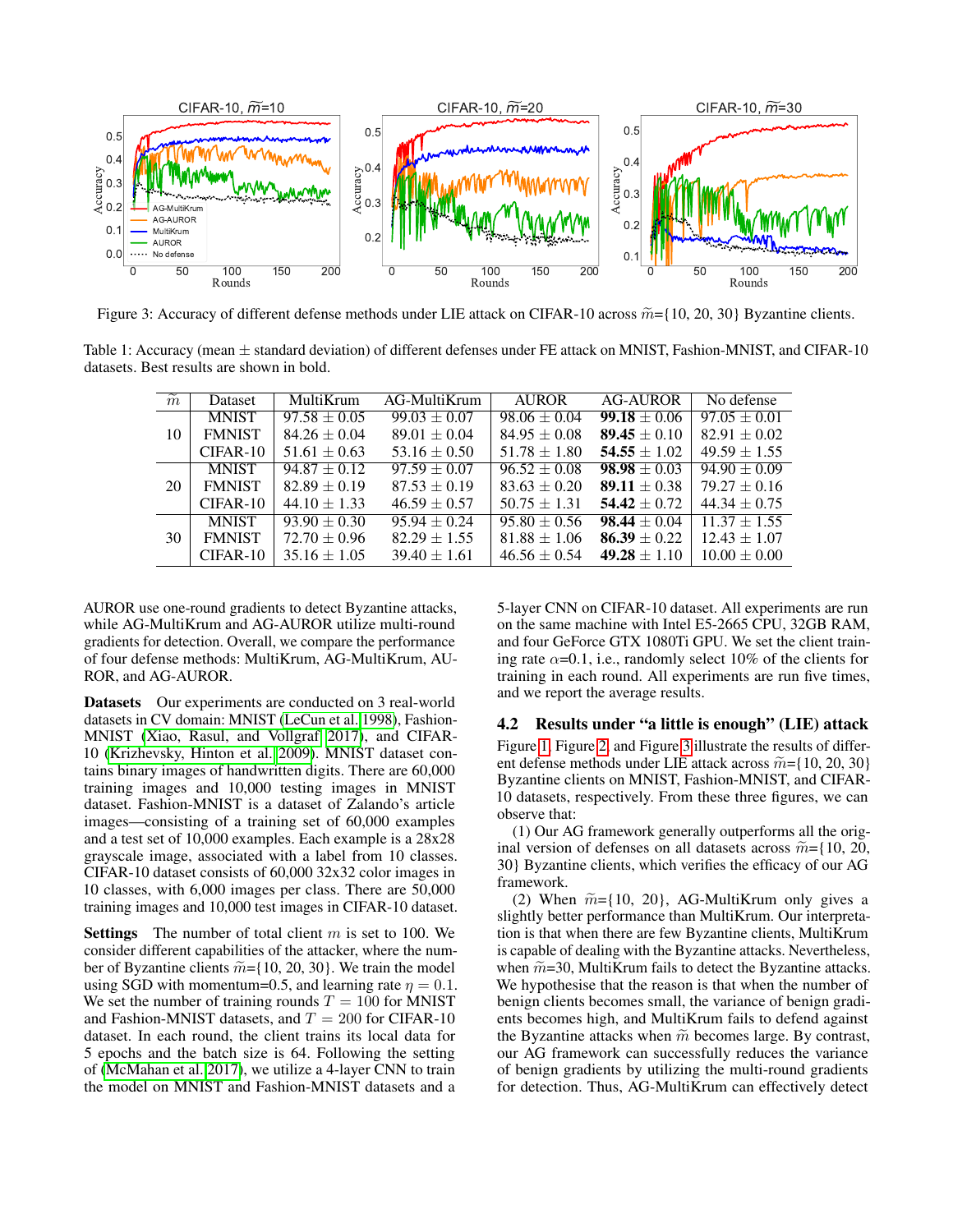Figure 3: Accuracy of different defense methods under LIE attack on CIFAR-10 across $\widetilde{m}$={10, 20, 30} Byzantine clients.

Table 1: Accuracy (mean ± standard deviation) of different defenses under FE attack on MNIST, Fashion-MNIST, and CIFAR-10 datasets. Best results are shown in bold.

| $\widetilde{m}$ | Dataset | MultiKrum | AG-MultiKrum | AUROR | AG-AUROR | No defense |
|---|---|---|---|---|---|---|
| 10 | MNIST | 97.58 ± 0.05 | 99.03 ± 0.07 | 98.06 ± 0.04 | **99.18** ± 0.06 | 97.05 ± 0.01 |
| | FMNIST | 84.26 ± 0.04 | 89.01 ± 0.04 | 84.95 ± 0.08 | **89.45** ± 0.10 | 82.91 ± 0.02 |
| | CIFAR-10 | 51.61 ± 0.63 | 53.16 ± 0.50 | 51.78 ± 1.80 | **54.55** ± 1.02 | 49.59 ± 1.55 |
| 20 | MNIST | 94.87 ± 0.12 | 97.59 ± 0.07 | 96.52 ± 0.08 | **98.98** ± 0.03 | 94.90 ± 0.09 |
| | FMNIST | 82.89 ± 0.19 | 87.53 ± 0.19 | 83.63 ± 0.20 | **89.11** ± 0.38 | 79.27 ± 0.16 |
| | CIFAR-10 | 44.10 ± 1.33 | 46.59 ± 0.57 | 50.75 ± 1.31 | **54.42** ± 0.72 | 44.34 ± 0.75 |
| 30 | MNIST | 93.90 ± 0.30 | 95.94 ± 0.24 | 95.80 ± 0.56 | **98.44** ± 0.04 | 11.37 ± 1.55 |
| | FMNIST | 72.70 ± 0.96 | 82.29 ± 1.55 | 81.88 ± 1.06 | **86.39** ± 0.22 | 12.43 ± 1.07 |
| | CIFAR-10 | 35.16 ± 1.05 | 39.40 ± 1.61 | 46.56 ± 0.54 | **49.28** ± 1.10 | 10.00 ± 0.00 |

AUROR use one-round gradients to detect Byzantine attacks, while AG-MultiKrum and AG-AUROR utilize multi-round gradients for detection. Overall, we compare the performance of four defense methods: MultiKrum, AG-MultiKrum, AUROR, and AG-AUROR.

**Datasets** Our experiments are conducted on 3 real-world datasets in CV domain: MNIST (LeCun et al. 1998), Fashion-MNIST (Xiao, Rasul, and Vollgraf 2017), and CIFAR-10 (Krizhevsky, Hinton et al. 2009). MNIST dataset contains binary images of handwritten digits. There are 60,000 training images and 10,000 testing images in MNIST dataset. Fashion-MNIST is a dataset of Zalando's article images—consisting of a training set of 60,000 examples and a test set of 10,000 examples. Each example is a 28x28 grayscale image, associated with a label from 10 classes. CIFAR-10 dataset consists of 60,000 32x32 color images in 10 classes, with 6,000 images per class. There are 50,000 training images and 10,000 test images in CIFAR-10 dataset.

**Settings** The number of total client $m$ is set to 100. We consider different capabilities of the attacker, where the number of Byzantine clients $\widetilde{m}$={10, 20, 30}. We train the model using SGD with momentum=0.5, and learning rate $\eta = 0.1$. We set the number of training rounds $T = 100$ for MNIST and Fashion-MNIST datasets, and $T = 200$ for CIFAR-10 dataset. In each round, the client trains its local data for 5 epochs and the batch size is 64. Following the setting of (McMahan et al. 2017), we utilize a 4-layer CNN to train the model on MNIST and Fashion-MNIST datasets and a 5-layer CNN on CIFAR-10 dataset. All experiments are run on the same machine with Intel E5-2665 CPU, 32GB RAM, and four GeForce GTX 1080Ti GPU. We set the client training rate $\alpha$=0.1, i.e., randomly select 10% of the clients for training in each round. All experiments are run five times, and we report the average results.

## 4.2 Results under "a little is enough" (LIE) attack

Figure 1, Figure 2, and Figure 3 illustrate the results of different defense methods under LIE attack across $\widetilde{m}$={10, 20, 30} Byzantine clients on MNIST, Fashion-MNIST, and CIFAR-10 datasets, respectively. From these three figures, we can observe that:

(1) Our AG framework generally outperforms all the original version of defenses on all datasets across $\widetilde{m}$={10, 20, 30} Byzantine clients, which verifies the efficacy of our AG framework.

(2) When $\widetilde{m}$={10, 20}, AG-MultiKrum only gives a slightly better performance than MultiKrum. Our interpretation is that when there are few Byzantine clients, MultiKrum is capable of dealing with the Byzantine attacks. Nevertheless, when $\widetilde{m}$=30, MultiKrum fails to detect the Byzantine attacks. We hypothesise that the reason is that when the number of benign clients becomes small, the variance of benign gradients becomes high, and MultiKrum fails to defend against the Byzantine attacks when $\widetilde{m}$ becomes large. By contrast, our AG framework can successfully reduces the variance of benign gradients by utilizing the multi-round gradients for detection. Thus, AG-MultiKrum can effectively detect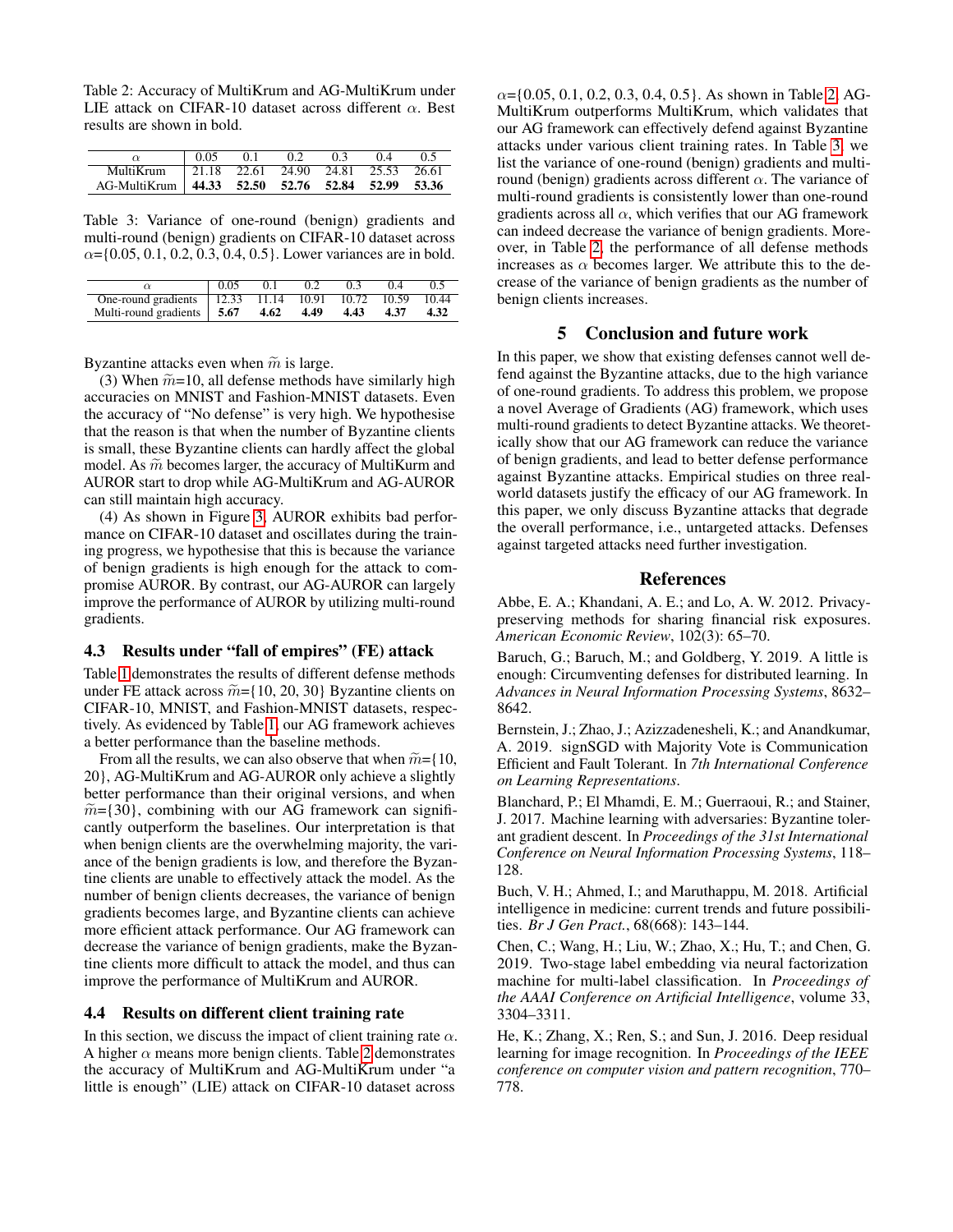Table 2: Accuracy of MultiKrum and AG-MultiKrum under LIE attack on CIFAR-10 dataset across different $\alpha$. Best results are shown in bold.

| $\alpha$ | 0.05 | 0.1 | 0.2 | 0.3 | 0.4 | 0.5 |
|---|---|---|---|---|---|---|
| MultiKrum | 21.18 | 22.61 | 24.90 | 24.81 | 25.53 | 26.61 |
| AG-MultiKrum | **44.33** | **52.50** | **52.76** | **52.84** | **52.99** | **53.36** |

Table 3: Variance of one-round (benign) gradients and multi-round (benign) gradients on CIFAR-10 dataset across $\alpha$={0.05, 0.1, 0.2, 0.3, 0.4, 0.5}. Lower variances are in bold.

| $\alpha$ | 0.05 | 0.1 | 0.2 | 0.3 | 0.4 | 0.5 |
|---|---|---|---|---|---|---|
| One-round gradients | 12.33 | 11.14 | 10.91 | 10.72 | 10.59 | 10.44 |
| Multi-round gradients | **5.67** | **4.62** | **4.49** | **4.43** | **4.37** | **4.32** |

Byzantine attacks even when $\widetilde{m}$ is large.

(3) When $\widetilde{m}$=10, all defense methods have similarly high accuracies on MNIST and Fashion-MNIST datasets. Even the accuracy of "No defense" is very high. We hypothesise that the reason is that when the number of Byzantine clients is small, these Byzantine clients can hardly affect the global model. As $\widetilde{m}$ becomes larger, the accuracy of MultiKrum and AUROR start to drop while AG-MultiKrum and AG-AUROR can still maintain high accuracy.

(4) As shown in Figure 3, AUROR exhibits bad performance on CIFAR-10 dataset and oscillates during the training progress, we hypothesise that this is because the variance of benign gradients is high enough for the attack to compromise AUROR. By contrast, our AG-AUROR can largely improve the performance of AUROR by utilizing multi-round gradients.

### 4.3 Results under "fall of empires" (FE) attack

Table 1 demonstrates the results of different defense methods under FE attack across $\widetilde{m}$={10, 20, 30} Byzantine clients on CIFAR-10, MNIST, and Fashion-MNIST datasets, respectively. As evidenced by Table 1, our AG framework achieves a better performance than the baseline methods.

From all the results, we can also observe that when $\widetilde{m}$={10, 20}, AG-MultiKrum and AG-AUROR only achieve a slightly better performance than their original versions, and when $\widetilde{m}$={30}, combining with our AG framework can significantly outperform the baselines. Our interpretation is that when benign clients are the overwhelming majority, the variance of the benign gradients is low, and therefore the Byzantine clients are unable to effectively attack the model. As the number of benign clients decreases, the variance of benign gradients becomes large, and Byzantine clients can achieve more efficient attack performance. Our AG framework can decrease the variance of benign gradients, make the Byzantine clients more difficult to attack the model, and thus can improve the performance of MultiKrum and AUROR.

### 4.4 Results on different client training rate

In this section, we discuss the impact of client training rate $\alpha$. A higher $\alpha$ means more benign clients. Table 2 demonstrates the accuracy of MultiKrum and AG-MultiKrum under "a little is enough" (LIE) attack on CIFAR-10 dataset across $\alpha$={0.05, 0.1, 0.2, 0.3, 0.4, 0.5}. As shown in Table 2, AG-MultiKrum outperforms MultiKrum, which validates that our AG framework can effectively defend against Byzantine attacks under various client training rates. In Table 3, we list the variance of one-round (benign) gradients and multi-round (benign) gradients across different $\alpha$. The variance of multi-round gradients is consistently lower than one-round gradients across all $\alpha$, which verifies that our AG framework can indeed decrease the variance of benign gradients. Moreover, in Table 2, the performance of all defense methods increases as $\alpha$ becomes larger. We attribute this to the decrease of the variance of benign gradients as the number of benign clients increases.

## 5 Conclusion and future work

In this paper, we show that existing defenses cannot well defend against the Byzantine attacks, due to the high variance of one-round gradients. To address this problem, we propose a novel Average of Gradients (AG) framework, which uses multi-round gradients to detect Byzantine attacks. We theoretically show that our AG framework can reduce the variance of benign gradients, and lead to better defense performance against Byzantine attacks. Empirical studies on three real-world datasets justify the efficacy of our AG framework. In this paper, we only discuss Byzantine attacks that degrade the overall performance, i.e., untargeted attacks. Defenses against targeted attacks need further investigation.

## References

Abbe, E. A.; Khandani, A. E.; and Lo, A. W. 2012. Privacy-preserving methods for sharing financial risk exposures. *American Economic Review*, 102(3): 65–70.

Baruch, G.; Baruch, M.; and Goldberg, Y. 2019. A little is enough: Circumventing defenses for distributed learning. In *Advances in Neural Information Processing Systems*, 8632–8642.

Bernstein, J.; Zhao, J.; Azizzadenesheli, K.; and Anandkumar, A. 2019. signSGD with Majority Vote is Communication Efficient and Fault Tolerant. In *7th International Conference on Learning Representations*.

Blanchard, P.; El Mhamdi, E. M.; Guerraoui, R.; and Stainer, J. 2017. Machine learning with adversaries: Byzantine tolerant gradient descent. In *Proceedings of the 31st International Conference on Neural Information Processing Systems*, 118–128.

Buch, V. H.; Ahmed, I.; and Maruthappu, M. 2018. Artificial intelligence in medicine: current trends and future possibilities. *Br J Gen Pract.*, 68(668): 143–144.

Chen, C.; Wang, H.; Liu, W.; Zhao, X.; Hu, T.; and Chen, G. 2019. Two-stage label embedding via neural factorization machine for multi-label classification. In *Proceedings of the AAAI Conference on Artificial Intelligence*, volume 33, 3304–3311.

He, K.; Zhang, X.; Ren, S.; and Sun, J. 2016. Deep residual learning for image recognition. In *Proceedings of the IEEE conference on computer vision and pattern recognition*, 770–778.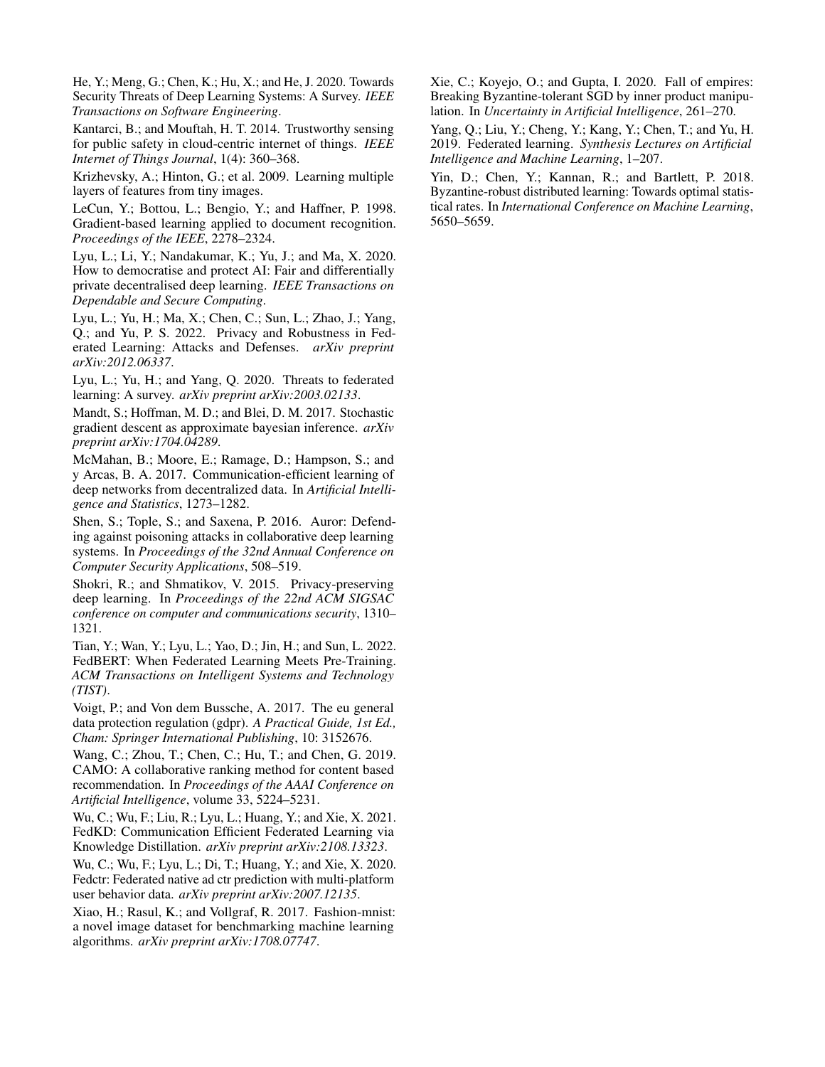He, Y.; Meng, G.; Chen, K.; Hu, X.; and He, J. 2020. Towards Security Threats of Deep Learning Systems: A Survey. *IEEE Transactions on Software Engineering*.

Kantarci, B.; and Mouftah, H. T. 2014. Trustworthy sensing for public safety in cloud-centric internet of things. *IEEE Internet of Things Journal*, 1(4): 360–368.

Krizhevsky, A.; Hinton, G.; et al. 2009. Learning multiple layers of features from tiny images.

LeCun, Y.; Bottou, L.; Bengio, Y.; and Haffner, P. 1998. Gradient-based learning applied to document recognition. *Proceedings of the IEEE*, 2278–2324.

Lyu, L.; Li, Y.; Nandakumar, K.; Yu, J.; and Ma, X. 2020. How to democratise and protect AI: Fair and differentially private decentralised deep learning. *IEEE Transactions on Dependable and Secure Computing*.

Lyu, L.; Yu, H.; Ma, X.; Chen, C.; Sun, L.; Zhao, J.; Yang, Q.; and Yu, P. S. 2022. Privacy and Robustness in Federated Learning: Attacks and Defenses. *arXiv preprint arXiv:2012.06337*.

Lyu, L.; Yu, H.; and Yang, Q. 2020. Threats to federated learning: A survey. *arXiv preprint arXiv:2003.02133*.

Mandt, S.; Hoffman, M. D.; and Blei, D. M. 2017. Stochastic gradient descent as approximate bayesian inference. *arXiv preprint arXiv:1704.04289*.

McMahan, B.; Moore, E.; Ramage, D.; Hampson, S.; and y Arcas, B. A. 2017. Communication-efficient learning of deep networks from decentralized data. In *Artificial Intelligence and Statistics*, 1273–1282.

Shen, S.; Tople, S.; and Saxena, P. 2016. Auror: Defending against poisoning attacks in collaborative deep learning systems. In *Proceedings of the 32nd Annual Conference on Computer Security Applications*, 508–519.

Shokri, R.; and Shmatikov, V. 2015. Privacy-preserving deep learning. In *Proceedings of the 22nd ACM SIGSAC conference on computer and communications security*, 1310–1321.

Tian, Y.; Wan, Y.; Lyu, L.; Yao, D.; Jin, H.; and Sun, L. 2022. FedBERT: When Federated Learning Meets Pre-Training. *ACM Transactions on Intelligent Systems and Technology (TIST)*.

Voigt, P.; and Von dem Bussche, A. 2017. The eu general data protection regulation (gdpr). *A Practical Guide, 1st Ed., Cham: Springer International Publishing*, 10: 3152676.

Wang, C.; Zhou, T.; Chen, C.; Hu, T.; and Chen, G. 2019. CAMO: A collaborative ranking method for content based recommendation. In *Proceedings of the AAAI Conference on Artificial Intelligence*, volume 33, 5224–5231.

Wu, C.; Wu, F.; Liu, R.; Lyu, L.; Huang, Y.; and Xie, X. 2021. FedKD: Communication Efficient Federated Learning via Knowledge Distillation. *arXiv preprint arXiv:2108.13323*.

Wu, C.; Wu, F.; Lyu, L.; Di, T.; Huang, Y.; and Xie, X. 2020. Fedctr: Federated native ad ctr prediction with multi-platform user behavior data. *arXiv preprint arXiv:2007.12135*.

Xiao, H.; Rasul, K.; and Vollgraf, R. 2017. Fashion-mnist: a novel image dataset for benchmarking machine learning algorithms. *arXiv preprint arXiv:1708.07747*.

Xie, C.; Koyejo, O.; and Gupta, I. 2020. Fall of empires: Breaking Byzantine-tolerant SGD by inner product manipulation. In *Uncertainty in Artificial Intelligence*, 261–270.

Yang, Q.; Liu, Y.; Cheng, Y.; Kang, Y.; Chen, T.; and Yu, H. 2019. Federated learning. *Synthesis Lectures on Artificial Intelligence and Machine Learning*, 1–207.

Yin, D.; Chen, Y.; Kannan, R.; and Bartlett, P. 2018. Byzantine-robust distributed learning: Towards optimal statistical rates. In *International Conference on Machine Learning*, 5650–5659.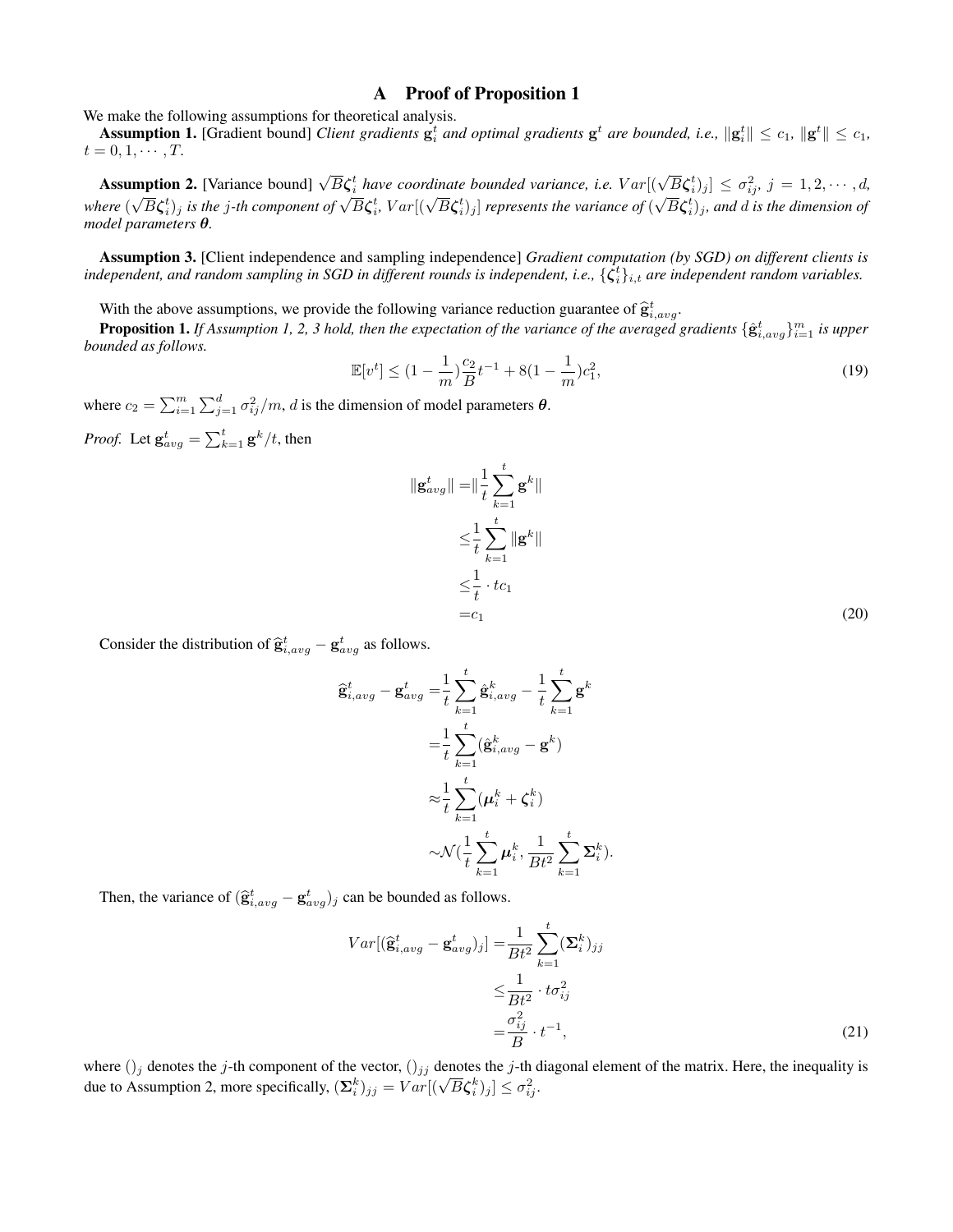# A Proof of Proposition 1

We make the following assumptions for theoretical analysis.

**Assumption 1.** [Gradient bound] *Client gradients $\mathbf{g}_i^t$ and optimal gradients $\mathbf{g}^t$ are bounded, i.e., $\|\mathbf{g}_i^t\| \leq c_1$, $\|\mathbf{g}^t\| \leq c_1$, $t = 0, 1, \cdots, T$.*

**Assumption 2.** [Variance bound] *$\sqrt{B}\boldsymbol{\zeta}_i^t$ have coordinate bounded variance, i.e. $Var[(\sqrt{B}\boldsymbol{\zeta}_i^t)_j] \leq \sigma_{ij}^2$, $j = 1, 2, \cdots, d$, where $(\sqrt{B}\boldsymbol{\zeta}_i^t)_j$ is the $j$-th component of $\sqrt{B}\boldsymbol{\zeta}_i^t$, $Var[(\sqrt{B}\boldsymbol{\zeta}_i^t)_j]$ represents the variance of $(\sqrt{B}\boldsymbol{\zeta}_i^t)_j$, and $d$ is the dimension of model parameters $\boldsymbol{\theta}$.*

**Assumption 3.** [Client independence and sampling independence] *Gradient computation (by SGD) on different clients is independent, and random sampling in SGD in different rounds is independent, i.e., $\{\boldsymbol{\zeta}_i^t\}_{i,t}$ are independent random variables.*

With the above assumptions, we provide the following variance reduction guarantee of $\widehat{\mathbf{g}}_{i,avg}^t$.

**Proposition 1.** *If Assumption 1, 2, 3 hold, then the expectation of the variance of the averaged gradients $\{\widehat{\mathbf{g}}_{i,avg}^t\}_{i=1}^m$ is upper bounded as follows.*

$$\mathbb{E}[v^t] \leq (1 - \frac{1}{m})\frac{c_2}{B}t^{-1} + 8(1 - \frac{1}{m})c_1^2, \tag{19}$$

where $c_2 = \sum_{i=1}^m \sum_{j=1}^d \sigma_{ij}^2 / m$, $d$ is the dimension of model parameters $\boldsymbol{\theta}$.

*Proof.* Let $\mathbf{g}_{avg}^t = \sum_{k=1}^t \mathbf{g}^k / t$, then

$$\begin{aligned}
\|\mathbf{g}_{avg}^t\| =& \|\frac{1}{t}\sum_{k=1}^t \mathbf{g}^k\| \\
\leq& \frac{1}{t}\sum_{k=1}^t \|\mathbf{g}^k\| \\
\leq& \frac{1}{t} \cdot tc_1 \\
=& c_1
\end{aligned} \tag{20}$$

Consider the distribution of $\widehat{\mathbf{g}}_{i,avg}^t - \mathbf{g}_{avg}^t$ as follows.

$$\begin{aligned}
\widehat{\mathbf{g}}_{i,avg}^t - \mathbf{g}_{avg}^t =& \frac{1}{t}\sum_{k=1}^t \hat{\mathbf{g}}_{i,avg}^k - \frac{1}{t}\sum_{k=1}^t \mathbf{g}^k \\
=& \frac{1}{t}\sum_{k=1}^t (\hat{\mathbf{g}}_{i,avg}^k - \mathbf{g}^k) \\
\approx& \frac{1}{t}\sum_{k=1}^t (\boldsymbol{\mu}_i^k + \boldsymbol{\zeta}_i^k) \\
\sim& \mathcal{N}(\frac{1}{t}\sum_{k=1}^t \boldsymbol{\mu}_i^k, \frac{1}{Bt^2}\sum_{k=1}^t \boldsymbol{\Sigma}_i^k).
\end{aligned}$$

Then, the variance of $(\widehat{\mathbf{g}}_{i,avg}^t - \mathbf{g}_{avg}^t)_j$ can be bounded as follows.

$$\begin{aligned}
Var[(\widehat{\mathbf{g}}_{i,avg}^t - \mathbf{g}_{avg}^t)_j] =& \frac{1}{Bt^2}\sum_{k=1}^t (\boldsymbol{\Sigma}_i^k)_{jj} \\
\leq& \frac{1}{Bt^2} \cdot t\sigma_{ij}^2 \\
=& \frac{\sigma_{ij}^2}{B} \cdot t^{-1},
\end{aligned} \tag{21}$$

where $()_j$ denotes the $j$-th component of the vector, $()_{jj}$ denotes the $j$-th diagonal element of the matrix. Here, the inequality is due to Assumption 2, more specifically, $(\boldsymbol{\Sigma}_i^k)_{jj} = Var[(\sqrt{B}\boldsymbol{\zeta}_i^k)_j] \leq \sigma_{ij}^2$.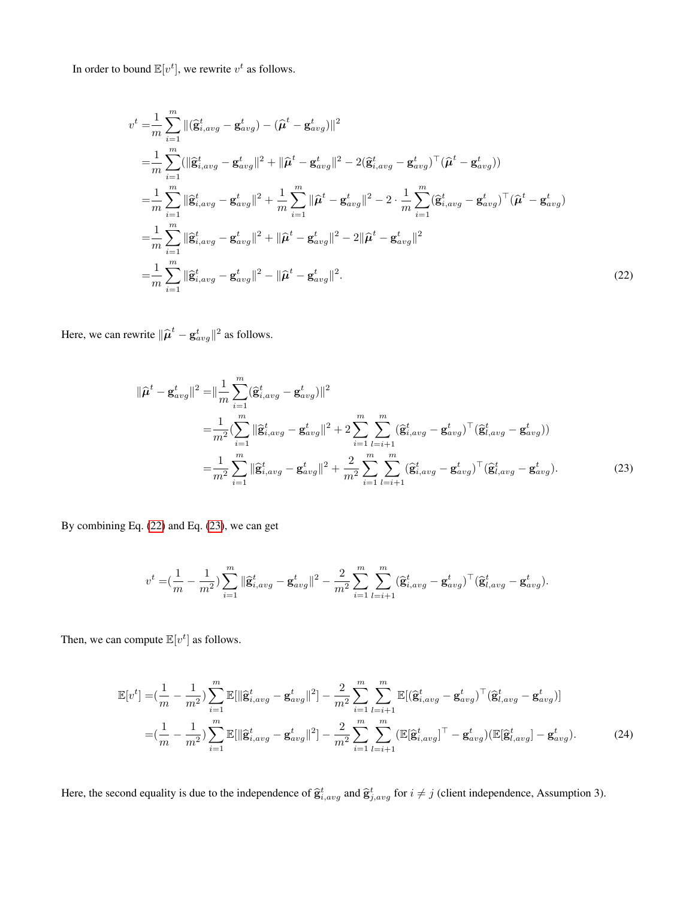In order to bound $\mathbb{E}[v^t]$, we rewrite $v^t$ as follows.

$$
\begin{aligned}
v^t =& \frac{1}{m}\sum_{i=1}^{m}\|(\widehat{\mathbf{g}}_{i,avg}^t - \mathbf{g}_{avg}^t) - (\widehat{\boldsymbol{\mu}}^t - \mathbf{g}_{avg}^t)\|^2 \\
=& \frac{1}{m}\sum_{i=1}^{m}(\|\widehat{\mathbf{g}}_{i,avg}^t - \mathbf{g}_{avg}^t\|^2 + \|\widehat{\boldsymbol{\mu}}^t - \mathbf{g}_{avg}^t\|^2 - 2(\widehat{\mathbf{g}}_{i,avg}^t - \mathbf{g}_{avg}^t)^\top(\widehat{\boldsymbol{\mu}}^t - \mathbf{g}_{avg}^t)) \\
=& \frac{1}{m}\sum_{i=1}^{m}\|\widehat{\mathbf{g}}_{i,avg}^t - \mathbf{g}_{avg}^t\|^2 + \frac{1}{m}\sum_{i=1}^{m}\|\widehat{\boldsymbol{\mu}}^t - \mathbf{g}_{avg}^t\|^2 - 2\cdot\frac{1}{m}\sum_{i=1}^{m}(\widehat{\mathbf{g}}_{i,avg}^t - \mathbf{g}_{avg}^t)^\top(\widehat{\boldsymbol{\mu}}^t - \mathbf{g}_{avg}^t) \\
=& \frac{1}{m}\sum_{i=1}^{m}\|\widehat{\mathbf{g}}_{i,avg}^t - \mathbf{g}_{avg}^t\|^2 + \|\widehat{\boldsymbol{\mu}}^t - \mathbf{g}_{avg}^t\|^2 - 2\|\widehat{\boldsymbol{\mu}}^t - \mathbf{g}_{avg}^t\|^2 \\
=& \frac{1}{m}\sum_{i=1}^{m}\|\widehat{\mathbf{g}}_{i,avg}^t - \mathbf{g}_{avg}^t\|^2 - \|\widehat{\boldsymbol{\mu}}^t - \mathbf{g}_{avg}^t\|^2. 
\end{aligned}
\tag{22}
$$

Here, we can rewrite $\|\widehat{\boldsymbol{\mu}}^t - \mathbf{g}_{avg}^t\|^2$ as follows.

$$
\begin{aligned}
\|\widehat{\boldsymbol{\mu}}^t - \mathbf{g}_{avg}^t\|^2 =& \|\frac{1}{m}\sum_{i=1}^{m}(\widehat{\mathbf{g}}_{i,avg}^t - \mathbf{g}_{avg}^t)\|^2 \\
=& \frac{1}{m^2}(\sum_{i=1}^{m}\|\widehat{\mathbf{g}}_{i,avg}^t - \mathbf{g}_{avg}^t\|^2 + 2\sum_{i=1}^{m}\sum_{l=i+1}^{m}(\widehat{\mathbf{g}}_{i,avg}^t - \mathbf{g}_{avg}^t)^\top(\widehat{\mathbf{g}}_{l,avg}^t - \mathbf{g}_{avg}^t)) \\
=& \frac{1}{m^2}\sum_{i=1}^{m}\|\widehat{\mathbf{g}}_{i,avg}^t - \mathbf{g}_{avg}^t\|^2 + \frac{2}{m^2}\sum_{i=1}^{m}\sum_{l=i+1}^{m}(\widehat{\mathbf{g}}_{i,avg}^t - \mathbf{g}_{avg}^t)^\top(\widehat{\mathbf{g}}_{l,avg}^t - \mathbf{g}_{avg}^t).
\end{aligned}
\tag{23}
$$

By combining Eq. (22) and Eq. (23), we can get

$$
v^t = (\frac{1}{m} - \frac{1}{m^2})\sum_{i=1}^{m}\|\widehat{\mathbf{g}}_{i,avg}^t - \mathbf{g}_{avg}^t\|^2 - \frac{2}{m^2}\sum_{i=1}^{m}\sum_{l=i+1}^{m}(\widehat{\mathbf{g}}_{i,avg}^t - \mathbf{g}_{avg}^t)^\top(\widehat{\mathbf{g}}_{l,avg}^t - \mathbf{g}_{avg}^t).
$$

Then, we can compute $\mathbb{E}[v^t]$ as follows.

$$
\begin{aligned}
\mathbb{E}[v^t] =& (\frac{1}{m} - \frac{1}{m^2})\sum_{i=1}^{m}\mathbb{E}[\|\widehat{\mathbf{g}}_{i,avg}^t - \mathbf{g}_{avg}^t\|^2] - \frac{2}{m^2}\sum_{i=1}^{m}\sum_{l=i+1}^{m}\mathbb{E}[(\widehat{\mathbf{g}}_{i,avg}^t - \mathbf{g}_{avg}^t)^\top(\widehat{\mathbf{g}}_{l,avg}^t - \mathbf{g}_{avg}^t)] \\
=& (\frac{1}{m} - \frac{1}{m^2})\sum_{i=1}^{m}\mathbb{E}[\|\widehat{\mathbf{g}}_{i,avg}^t - \mathbf{g}_{avg}^t\|^2] - \frac{2}{m^2}\sum_{i=1}^{m}\sum_{l=i+1}^{m}(\mathbb{E}[\widehat{\mathbf{g}}_{i,avg}^t]^\top - \mathbf{g}_{avg}^t)(\mathbb{E}[\widehat{\mathbf{g}}_{l,avg}^t] - \mathbf{g}_{avg}^t).
\end{aligned}
\tag{24}
$$

Here, the second equality is due to the independence of $\widehat{\mathbf{g}}_{i,avg}^t$ and $\widehat{\mathbf{g}}_{j,avg}^t$ for $i \neq j$ (client independence, Assumption 3).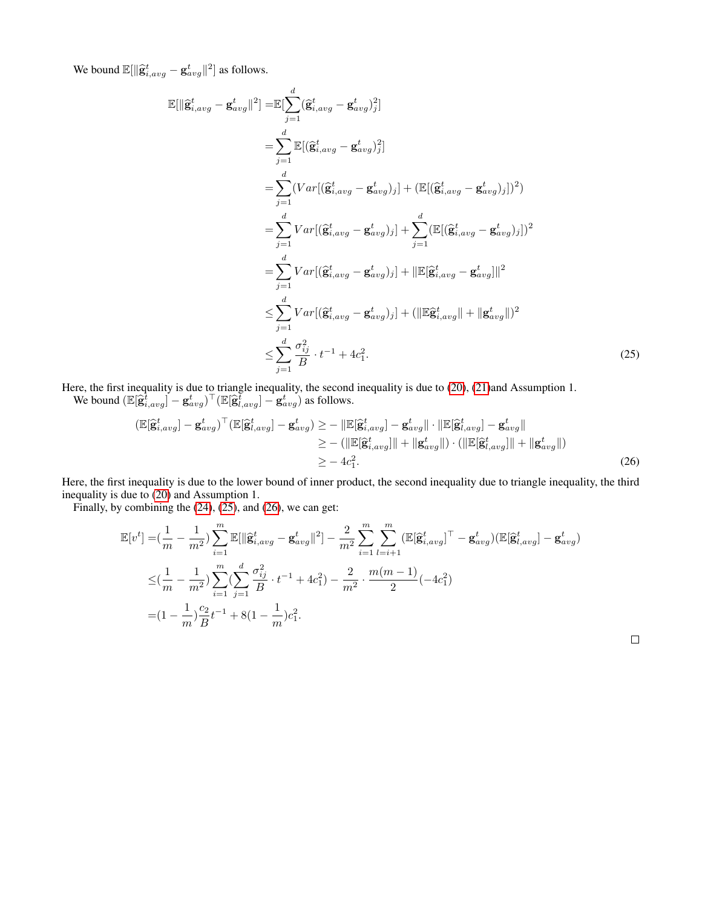We bound $\mathbb{E}[\|\widehat{\mathbf{g}}_{i,avg}^t - \mathbf{g}_{avg}^t\|^2]$ as follows.

$$
\begin{aligned}
\mathbb{E}[\|\widehat{\mathbf{g}}_{i,avg}^t - \mathbf{g}_{avg}^t\|^2] =& \mathbb{E}[\sum_{j=1}^{d}(\widehat{\mathbf{g}}_{i,avg}^t - \mathbf{g}_{avg}^t)_j^2] \\
=& \sum_{j=1}^{d}\mathbb{E}[(\widehat{\mathbf{g}}_{i,avg}^t - \mathbf{g}_{avg}^t)_j^2] \\
=& \sum_{j=1}^{d}(Var[(\widehat{\mathbf{g}}_{i,avg}^t - \mathbf{g}_{avg}^t)_j] + (\mathbb{E}[(\widehat{\mathbf{g}}_{i,avg}^t - \mathbf{g}_{avg}^t)_j])^2) \\
=& \sum_{j=1}^{d}Var[(\widehat{\mathbf{g}}_{i,avg}^t - \mathbf{g}_{avg}^t)_j] + \sum_{j=1}^{d}(\mathbb{E}[(\widehat{\mathbf{g}}_{i,avg}^t - \mathbf{g}_{avg}^t)_j])^2 \\
=& \sum_{j=1}^{d}Var[(\widehat{\mathbf{g}}_{i,avg}^t - \mathbf{g}_{avg}^t)_j] + \|\mathbb{E}[\widehat{\mathbf{g}}_{i,avg}^t - \mathbf{g}_{avg}^t]\|^2 \\
\le& \sum_{j=1}^{d}Var[(\widehat{\mathbf{g}}_{i,avg}^t - \mathbf{g}_{avg}^t)_j] + (\|\mathbb{E}\widehat{\mathbf{g}}_{i,avg}^t\| + \|\mathbf{g}_{avg}^t\|)^2 \\
\le& \sum_{j=1}^{d}\frac{\sigma_{ij}^2}{B}\cdot t^{-1} + 4c_1^2.
\end{aligned} \tag{25}
$$

Here, the first inequality is due to triangle inequality, the second inequality is due to (20), (21)and Assumption 1.

We bound $(\mathbb{E}[\widehat{\mathbf{g}}_{i,avg}^t] - \mathbf{g}_{avg}^t)^\top(\mathbb{E}[\widehat{\mathbf{g}}_{l,avg}^t] - \mathbf{g}_{avg}^t)$ as follows.

$$
\begin{aligned}
(\mathbb{E}[\widehat{\mathbf{g}}_{i,avg}^t] - \mathbf{g}_{avg}^t)^\top(\mathbb{E}[\widehat{\mathbf{g}}_{l,avg}^t] - \mathbf{g}_{avg}^t) \ge& -\|\mathbb{E}[\widehat{\mathbf{g}}_{i,avg}^t] - \mathbf{g}_{avg}^t\|\cdot\|\mathbb{E}[\widehat{\mathbf{g}}_{l,avg}^t] - \mathbf{g}_{avg}^t\| \\
\ge& -(\|\mathbb{E}[\widehat{\mathbf{g}}_{i,avg}^t]\| + \|\mathbf{g}_{avg}^t\|)\cdot(\|\mathbb{E}[\widehat{\mathbf{g}}_{l,avg}^t]\| + \|\mathbf{g}_{avg}^t\|) \\
\ge& -4c_1^2.
\end{aligned} \tag{26}
$$

Here, the first inequality is due to the lower bound of inner product, the second inequality due to triangle inequality, the third inequality is due to (20) and Assumption 1.

Finally, by combining the (24), (25), and (26), we can get:

$$
\begin{aligned}
\mathbb{E}[v^t] =& (\frac{1}{m} - \frac{1}{m^2})\sum_{i=1}^{m}\mathbb{E}[\|\widehat{\mathbf{g}}_{i,avg}^t - \mathbf{g}_{avg}^t\|^2] - \frac{2}{m^2}\sum_{i=1}^{m}\sum_{l=i+1}^{m}(\mathbb{E}[\widehat{\mathbf{g}}_{i,avg}^t]^\top - \mathbf{g}_{avg}^t)(\mathbb{E}[\widehat{\mathbf{g}}_{l,avg}^t] - \mathbf{g}_{avg}^t) \\
\le& (\frac{1}{m} - \frac{1}{m^2})\sum_{i=1}^{m}(\sum_{j=1}^{d}\frac{\sigma_{ij}^2}{B}\cdot t^{-1} + 4c_1^2) - \frac{2}{m^2}\cdot\frac{m(m-1)}{2}(-4c_1^2) \\
=& (1 - \frac{1}{m})\frac{c_2}{B}t^{-1} + 8(1 - \frac{1}{m})c_1^2.
\end{aligned}
$$

□